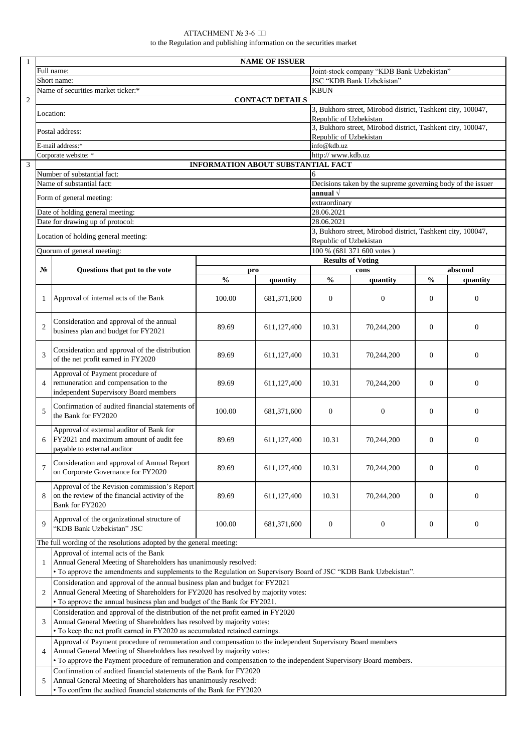ATTACHMENT № 3-6

to the Regulation and publishing information on the securities market

| 1 | **NAME OF ISSUER** | |
|---|---|---|
| | Full name: | Joint-stock company "KDB Bank Uzbekistan" |
| | Short name: | JSC "KDB Bank Uzbekistan" |
| | Name of securities market ticker:* | KBUN |
| 2 | **CONTACT DETAILS** | |
| | Location: | 3, Bukhoro street, Mirobod district, Tashkent city, 100047, Republic of Uzbekistan |
| | Postal address: | 3, Bukhoro street, Mirobod district, Tashkent city, 100047, Republic of Uzbekistan |
| | E-mail address:* | info@kdb.uz |
| | Corporate website: * | http:// www.kdb.uz |
| 3 | **INFORMATION ABOUT SUBSTANTIAL FACT** | |
| | Number of substantial fact: | 6 |
| | Name of substantial fact: | Decisions taken by the supreme governing body of the issuer |
| | Form of general meeting: | **annual** √ / extraordinary |
| | Date of holding general meeting: | 28.06.2021 |
| | Date for drawing up of protocol: | 28.06.2021 |
| | Location of holding general meeting: | 3, Bukhoro street, Mirobod district, Tashkent city, 100047, Republic of Uzbekistan |
| | Quorum of general meeting: | 100 % (681 371 600 votes ) |

| № | Questions that put to the vote | Results of Voting | | | | | |
|---|---|---|---|---|---|---|---|
| | | pro | | cons | | abscond | |
| | | % | quantity | % | quantity | % | quantity |
| 1 | Approval of internal acts of the Bank | 100.00 | 681,371,600 | 0 | 0 | 0 | 0 |
| 2 | Consideration and approval of the annual business plan and budget for FY2021 | 89.69 | 611,127,400 | 10.31 | 70,244,200 | 0 | 0 |
| 3 | Consideration and approval of the distribution of the net profit earned in FY2020 | 89.69 | 611,127,400 | 10.31 | 70,244,200 | 0 | 0 |
| 4 | Approval of Payment procedure of remuneration and compensation to the independent Supervisory Board members | 89.69 | 611,127,400 | 10.31 | 70,244,200 | 0 | 0 |
| 5 | Confirmation of audited financial statements of the Bank for FY2020 | 100.00 | 681,371,600 | 0 | 0 | 0 | 0 |
| 6 | Approval of external auditor of Bank for FY2021 and maximum amount of audit fee payable to external auditor | 89.69 | 611,127,400 | 10.31 | 70,244,200 | 0 | 0 |
| 7 | Consideration and approval of Annual Report on Corporate Governance for FY2020 | 89.69 | 611,127,400 | 10.31 | 70,244,200 | 0 | 0 |
| 8 | Approval of the Revision commission's Report on the review of the financial activity of the Bank for FY2020 | 89.69 | 611,127,400 | 10.31 | 70,244,200 | 0 | 0 |
| 9 | Approval of the organizational structure of "KDB Bank Uzbekistan" JSC | 100.00 | 681,371,600 | 0 | 0 | 0 | 0 |

The full wording of the resolutions adopted by the general meeting:

| № | Resolution |
|---|---|
| 1 | Approval of internal acts of the Bank<br>Annual General Meeting of Shareholders has unanimously resolved:<br>• To approve the amendments and supplements to the Regulation on Supervisory Board of JSC "KDB Bank Uzbekistan". |
| 2 | Consideration and approval of the annual business plan and budget for FY2021<br>Annual General Meeting of Shareholders for FY2020 has resolved by majority votes:<br>• To approve the annual business plan and budget of the Bank for FY2021. |
| 3 | Consideration and approval of the distribution of the net profit earned in FY2020<br>Annual General Meeting of Shareholders has resolved by majority votes:<br>• To keep the net profit earned in FY2020 as accumulated retained earnings. |
| 4 | Approval of Payment procedure of remuneration and compensation to the independent Supervisory Board members<br>Annual General Meeting of Shareholders has resolved by majority votes:<br>• To approve the Payment procedure of remuneration and compensation to the independent Supervisory Board members. |
| 5 | Confirmation of audited financial statements of the Bank for FY2020<br>Annual General Meeting of Shareholders has unanimously resolved:<br>• To confirm the audited financial statements of the Bank for FY2020. |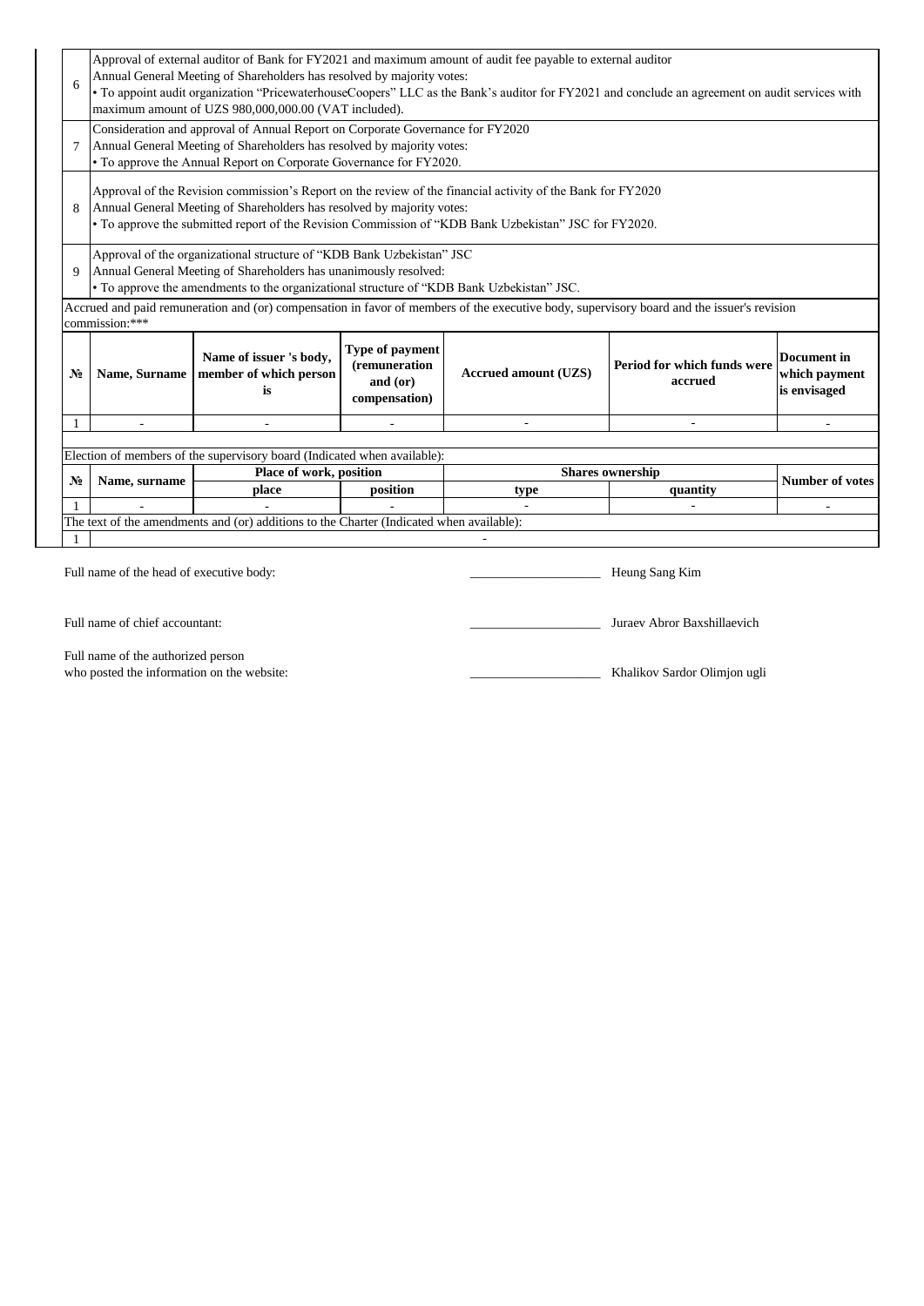| | |
|---|---|
| 6 | Approval of external auditor of Bank for FY2021 and maximum amount of audit fee payable to external auditor<br>Annual General Meeting of Shareholders has resolved by majority votes:<br>• To appoint audit organization "PricewaterhouseCoopers" LLC as the Bank's auditor for FY2021 and conclude an agreement on audit services with maximum amount of UZS 980,000,000.00 (VAT included). |
| 7 | Consideration and approval of Annual Report on Corporate Governance for FY2020<br>Annual General Meeting of Shareholders has resolved by majority votes:<br>• To approve the Annual Report on Corporate Governance for FY2020. |
| 8 | Approval of the Revision commission's Report on the review of the financial activity of the Bank for FY2020<br>Annual General Meeting of Shareholders has resolved by majority votes:<br>• To approve the submitted report of the Revision Commission of "KDB Bank Uzbekistan" JSC for FY2020. |
| 9 | Approval of the organizational structure of "KDB Bank Uzbekistan" JSC<br>Annual General Meeting of Shareholders has unanimously resolved:<br>• To approve the amendments to the organizational structure of "KDB Bank Uzbekistan" JSC. |

Accrued and paid remuneration and (or) compensation in favor of members of the executive body, supervisory board and the issuer's revision commission:***

| № | Name, Surname | Name of issuer 's body, member of which person is | Type of payment (remuneration and (or) compensation) | Accrued amount (UZS) | Period for which funds were accrued | Document in which payment is envisaged |
|---|---|---|---|---|---|---|
| 1 | - | - | - | - | - | - |

Election of members of the supervisory board (Indicated when available):

| № | Name, surname | Place of work, position | | Shares ownership | | Number of votes |
|---|---|---|---|---|---|---|
| | | place | position | type | quantity | |
| 1 | - | - | - | - | - | - |

The text of the amendments and (or) additions to the Charter (Indicated when available):

| | |
|---|---|
| 1 | - |

Full name of the head of executive body: ____________________ Heung Sang Kim

Full name of chief accountant: ____________________ Juraev Abror Baxshillaevich

Full name of the authorized person who posted the information on the website: ____________________ Khalikov Sardor Olimjon ugli